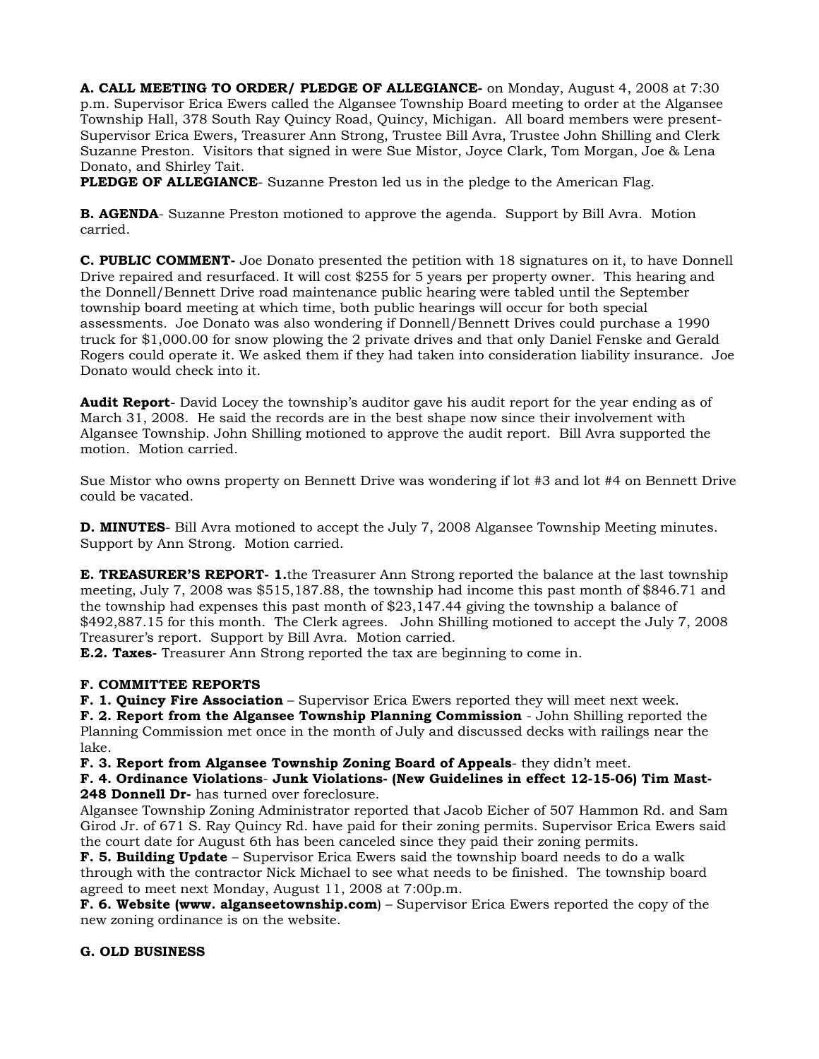**A. CALL MEETING TO ORDER/ PLEDGE OF ALLEGIANCE-** on Monday, August 4, 2008 at 7:30 p.m. Supervisor Erica Ewers called the Algansee Township Board meeting to order at the Algansee Township Hall, 378 South Ray Quincy Road, Quincy, Michigan. All board members were present-Supervisor Erica Ewers, Treasurer Ann Strong, Trustee Bill Avra, Trustee John Shilling and Clerk Suzanne Preston. Visitors that signed in were Sue Mistor, Joyce Clark, Tom Morgan, Joe & Lena Donato, and Shirley Tait.

**PLEDGE OF ALLEGIANCE**- Suzanne Preston led us in the pledge to the American Flag.

**B. AGENDA**- Suzanne Preston motioned to approve the agenda. Support by Bill Avra. Motion carried.

**C. PUBLIC COMMENT-** Joe Donato presented the petition with 18 signatures on it, to have Donnell Drive repaired and resurfaced. It will cost $255 for 5 years per property owner. This hearing and the Donnell/Bennett Drive road maintenance public hearing were tabled until the September township board meeting at which time, both public hearings will occur for both special assessments. Joe Donato was also wondering if Donnell/Bennett Drives could purchase a 1990 truck for $1,000.00 for snow plowing the 2 private drives and that only Daniel Fenske and Gerald Rogers could operate it. We asked them if they had taken into consideration liability insurance. Joe Donato would check into it.

**Audit Report**- David Locey the township's auditor gave his audit report for the year ending as of March 31, 2008. He said the records are in the best shape now since their involvement with Algansee Township. John Shilling motioned to approve the audit report. Bill Avra supported the motion. Motion carried.

Sue Mistor who owns property on Bennett Drive was wondering if lot #3 and lot #4 on Bennett Drive could be vacated.

**D. MINUTES**- Bill Avra motioned to accept the July 7, 2008 Algansee Township Meeting minutes. Support by Ann Strong. Motion carried.

**E. TREASURER'S REPORT- 1.**the Treasurer Ann Strong reported the balance at the last township meeting, July 7, 2008 was $515,187.88, the township had income this past month of $846.71 and the township had expenses this past month of $23,147.44 giving the township a balance of $492,887.15 for this month. The Clerk agrees. John Shilling motioned to accept the July 7, 2008 Treasurer's report. Support by Bill Avra. Motion carried.

**E.2. Taxes-** Treasurer Ann Strong reported the tax are beginning to come in.

**F. COMMITTEE REPORTS**

**F. 1. Quincy Fire Association** – Supervisor Erica Ewers reported they will meet next week.

**F. 2. Report from the Algansee Township Planning Commission** - John Shilling reported the Planning Commission met once in the month of July and discussed decks with railings near the lake.

**F. 3. Report from Algansee Township Zoning Board of Appeals**- they didn't meet.

**F. 4. Ordinance Violations**- **Junk Violations- (New Guidelines in effect 12-15-06) Tim Mast-248 Donnell Dr-** has turned over foreclosure.

Algansee Township Zoning Administrator reported that Jacob Eicher of 507 Hammon Rd. and Sam Girod Jr. of 671 S. Ray Quincy Rd. have paid for their zoning permits. Supervisor Erica Ewers said the court date for August 6th has been canceled since they paid their zoning permits.

**F. 5. Building Update** – Supervisor Erica Ewers said the township board needs to do a walk through with the contractor Nick Michael to see what needs to be finished. The township board agreed to meet next Monday, August 11, 2008 at 7:00p.m.

**F. 6. Website (www. alganseetownship.com**) – Supervisor Erica Ewers reported the copy of the new zoning ordinance is on the website.

**G. OLD BUSINESS**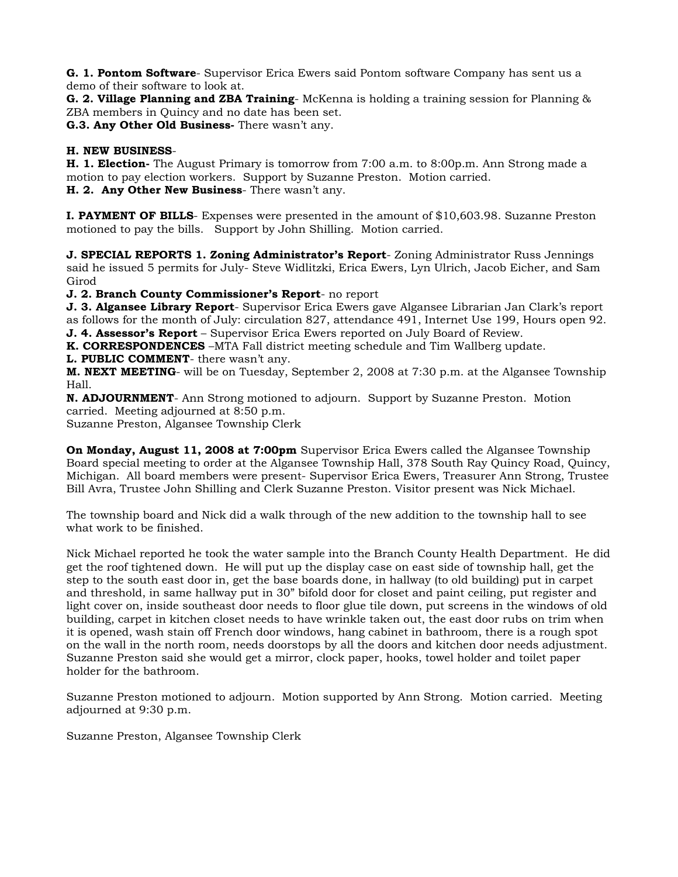**G. 1. Pontom Software**- Supervisor Erica Ewers said Pontom software Company has sent us a demo of their software to look at.
**G. 2. Village Planning and ZBA Training**- McKenna is holding a training session for Planning & ZBA members in Quincy and no date has been set.
**G.3. Any Other Old Business-** There wasn't any.

**H. NEW BUSINESS**-
**H. 1. Election-** The August Primary is tomorrow from 7:00 a.m. to 8:00p.m. Ann Strong made a motion to pay election workers. Support by Suzanne Preston. Motion carried.
**H. 2. Any Other New Business**- There wasn't any.

**I. PAYMENT OF BILLS**- Expenses were presented in the amount of $10,603.98. Suzanne Preston motioned to pay the bills. Support by John Shilling. Motion carried.

**J. SPECIAL REPORTS 1. Zoning Administrator's Report**- Zoning Administrator Russ Jennings said he issued 5 permits for July- Steve Widlitzki, Erica Ewers, Lyn Ulrich, Jacob Eicher, and Sam Girod
**J. 2. Branch County Commissioner's Report**- no report
**J. 3. Algansee Library Report**- Supervisor Erica Ewers gave Algansee Librarian Jan Clark's report as follows for the month of July: circulation 827, attendance 491, Internet Use 199, Hours open 92.
**J. 4. Assessor's Report** – Supervisor Erica Ewers reported on July Board of Review.
**K. CORRESPONDENCES** –MTA Fall district meeting schedule and Tim Wallberg update.
**L. PUBLIC COMMENT**- there wasn't any.
**M. NEXT MEETING**- will be on Tuesday, September 2, 2008 at 7:30 p.m. at the Algansee Township Hall.
**N. ADJOURNMENT**- Ann Strong motioned to adjourn. Support by Suzanne Preston. Motion carried. Meeting adjourned at 8:50 p.m.
Suzanne Preston, Algansee Township Clerk

**On Monday, August 11, 2008 at 7:00pm** Supervisor Erica Ewers called the Algansee Township Board special meeting to order at the Algansee Township Hall, 378 South Ray Quincy Road, Quincy, Michigan. All board members were present- Supervisor Erica Ewers, Treasurer Ann Strong, Trustee Bill Avra, Trustee John Shilling and Clerk Suzanne Preston. Visitor present was Nick Michael.

The township board and Nick did a walk through of the new addition to the township hall to see what work to be finished.

Nick Michael reported he took the water sample into the Branch County Health Department. He did get the roof tightened down. He will put up the display case on east side of township hall, get the step to the south east door in, get the base boards done, in hallway (to old building) put in carpet and threshold, in same hallway put in 30" bifold door for closet and paint ceiling, put register and light cover on, inside southeast door needs to floor glue tile down, put screens in the windows of old building, carpet in kitchen closet needs to have wrinkle taken out, the east door rubs on trim when it is opened, wash stain off French door windows, hang cabinet in bathroom, there is a rough spot on the wall in the north room, needs doorstops by all the doors and kitchen door needs adjustment. Suzanne Preston said she would get a mirror, clock paper, hooks, towel holder and toilet paper holder for the bathroom.

Suzanne Preston motioned to adjourn. Motion supported by Ann Strong. Motion carried. Meeting adjourned at 9:30 p.m.

Suzanne Preston, Algansee Township Clerk